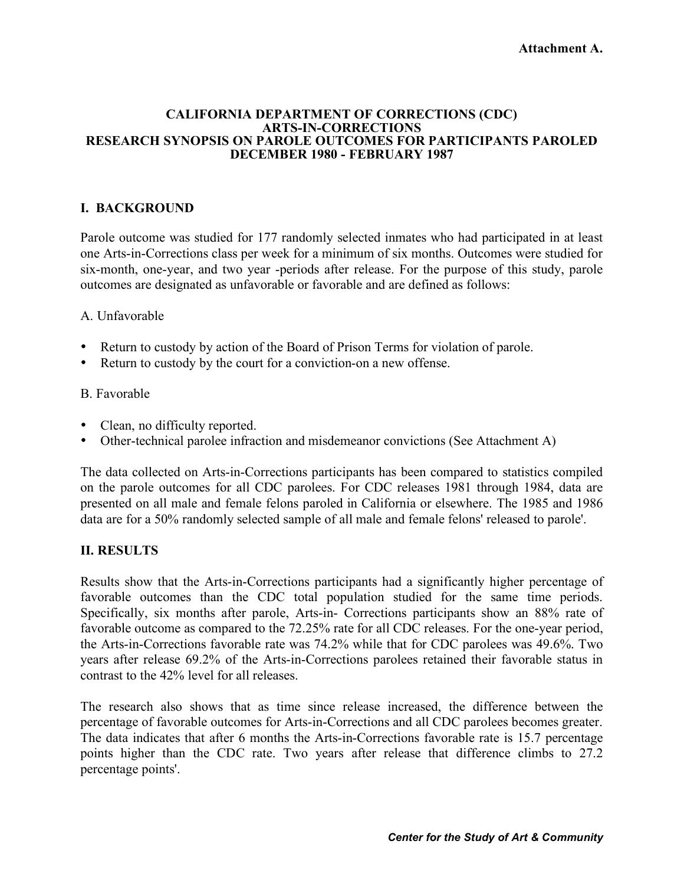**Attachment A.**

# CALIFORNIA DEPARTMENT OF CORRECTIONS (CDC) ARTS-IN-CORRECTIONS RESEARCH SYNOPSIS ON PAROLE OUTCOMES FOR PARTICIPANTS PAROLED DECEMBER 1980 - FEBRUARY 1987

## I. BACKGROUND

Parole outcome was studied for 177 randomly selected inmates who had participated in at least one Arts-in-Corrections class per week for a minimum of six months. Outcomes were studied for six-month, one-year, and two year -periods after release. For the purpose of this study, parole outcomes are designated as unfavorable or favorable and are defined as follows:

A. Unfavorable

- Return to custody by action of the Board of Prison Terms for violation of parole.
- Return to custody by the court for a conviction-on a new offense.

B. Favorable

- Clean, no difficulty reported.
- Other-technical parolee infraction and misdemeanor convictions (See Attachment A)

The data collected on Arts-in-Corrections participants has been compared to statistics compiled on the parole outcomes for all CDC parolees. For CDC releases 1981 through 1984, data are presented on all male and female felons paroled in California or elsewhere. The 1985 and 1986 data are for a 50% randomly selected sample of all male and female felons' released to parole'.

## II. RESULTS

Results show that the Arts-in-Corrections participants had a significantly higher percentage of favorable outcomes than the CDC total population studied for the same time periods. Specifically, six months after parole, Arts-in- Corrections participants show an 88% rate of favorable outcome as compared to the 72.25% rate for all CDC releases. For the one-year period, the Arts-in-Corrections favorable rate was 74.2% while that for CDC parolees was 49.6%. Two years after release 69.2% of the Arts-in-Corrections parolees retained their favorable status in contrast to the 42% level for all releases.

The research also shows that as time since release increased, the difference between the percentage of favorable outcomes for Arts-in-Corrections and all CDC parolees becomes greater. The data indicates that after 6 months the Arts-in-Corrections favorable rate is 15.7 percentage points higher than the CDC rate. Two years after release that difference climbs to 27.2 percentage points'.

*Center for the Study of Art & Community*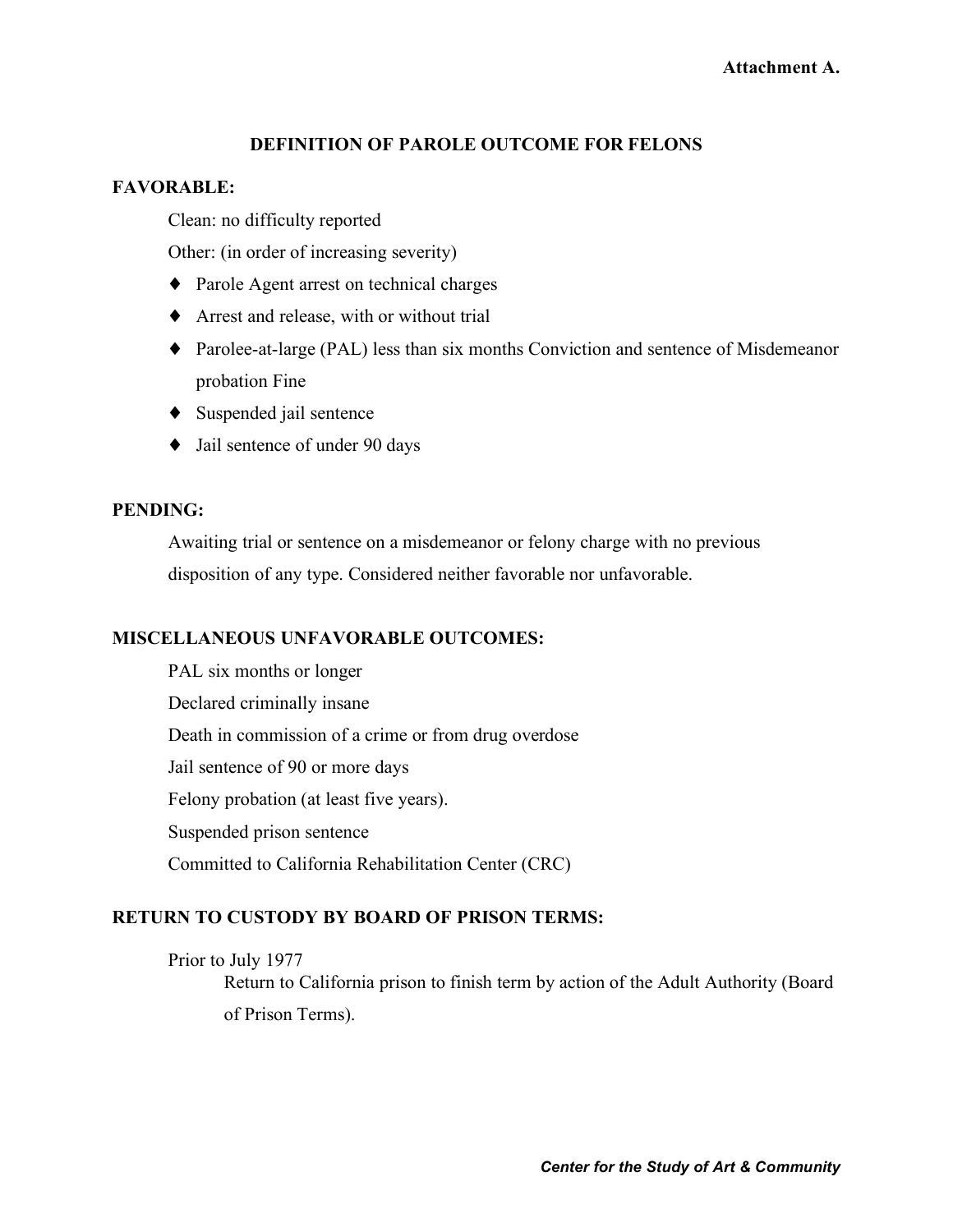**Attachment A.**

## DEFINITION OF PAROLE OUTCOME FOR FELONS

### FAVORABLE:

Clean: no difficulty reported

Other: (in order of increasing severity)

- Parole Agent arrest on technical charges
- Arrest and release, with or without trial
- Parolee-at-large (PAL) less than six months Conviction and sentence of Misdemeanor probation Fine
- Suspended jail sentence
- Jail sentence of under 90 days

### PENDING:

Awaiting trial or sentence on a misdemeanor or felony charge with no previous disposition of any type. Considered neither favorable nor unfavorable.

### MISCELLANEOUS UNFAVORABLE OUTCOMES:

PAL six months or longer

Declared criminally insane

Death in commission of a crime or from drug overdose

Jail sentence of 90 or more days

Felony probation (at least five years).

Suspended prison sentence

Committed to California Rehabilitation Center (CRC)

### RETURN TO CUSTODY BY BOARD OF PRISON TERMS:

Prior to July 1977

Return to California prison to finish term by action of the Adult Authority (Board of Prison Terms).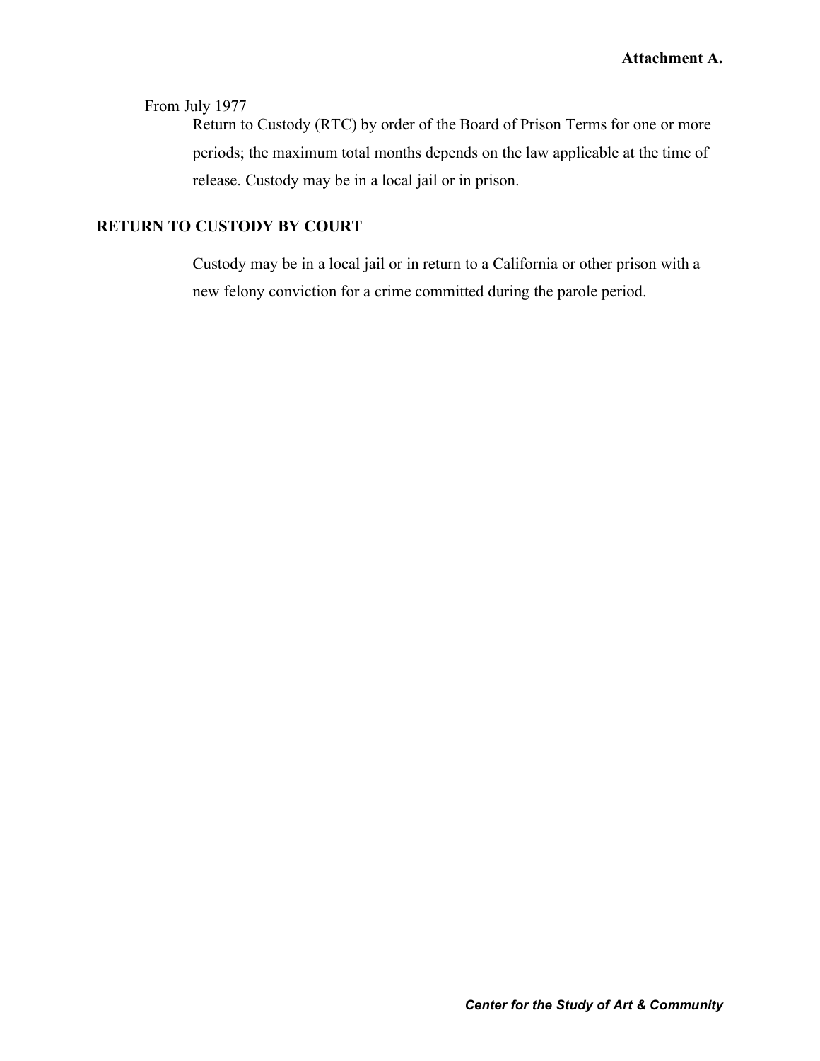From July 1977

Return to Custody (RTC) by order of the Board of Prison Terms for one or more periods; the maximum total months depends on the law applicable at the time of release. Custody may be in a local jail or in prison.

**RETURN TO CUSTODY BY COURT**

Custody may be in a local jail or in return to a California or other prison with a new felony conviction for a crime committed during the parole period.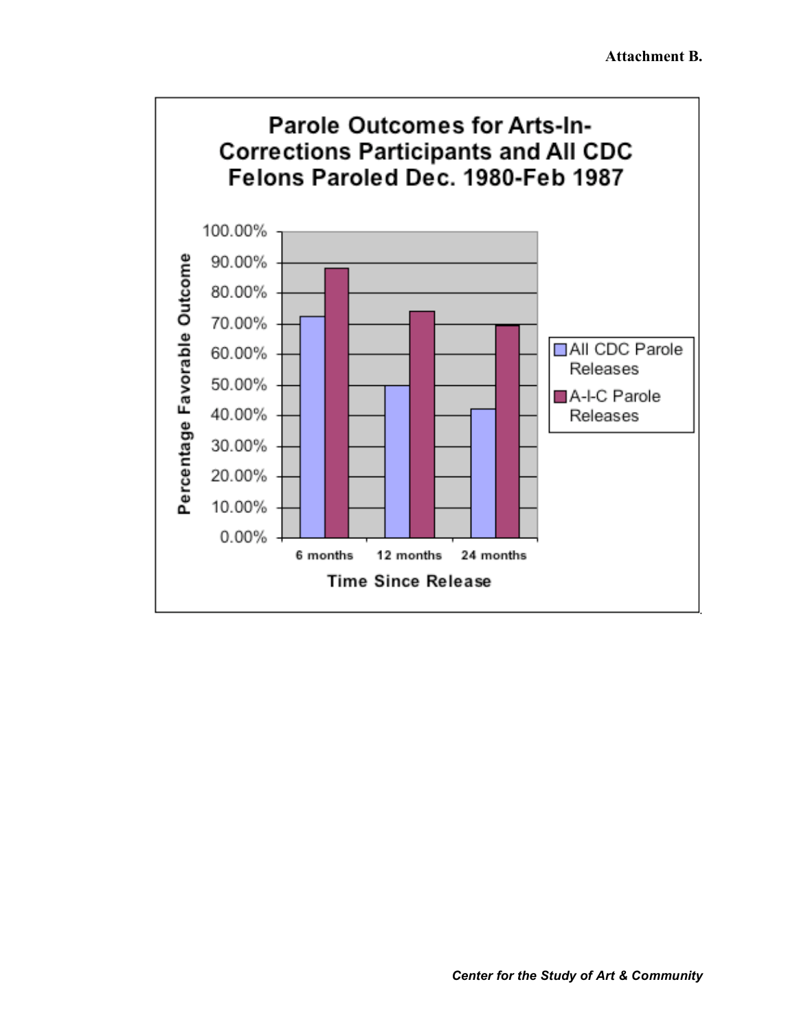**Attachment B.**

Parole Outcomes for Arts-In-Corrections Participants and All CDC Felons Paroled Dec. 1980-Feb 1987

Percentage Favorable Outcome

100.00%
90.00%
80.00%
70.00%
60.00%
50.00%
40.00%
30.00%
20.00%
10.00%
0.00%

6 months
12 months
24 months

Time Since Release

All CDC Parole Releases
A-I-C Parole Releases